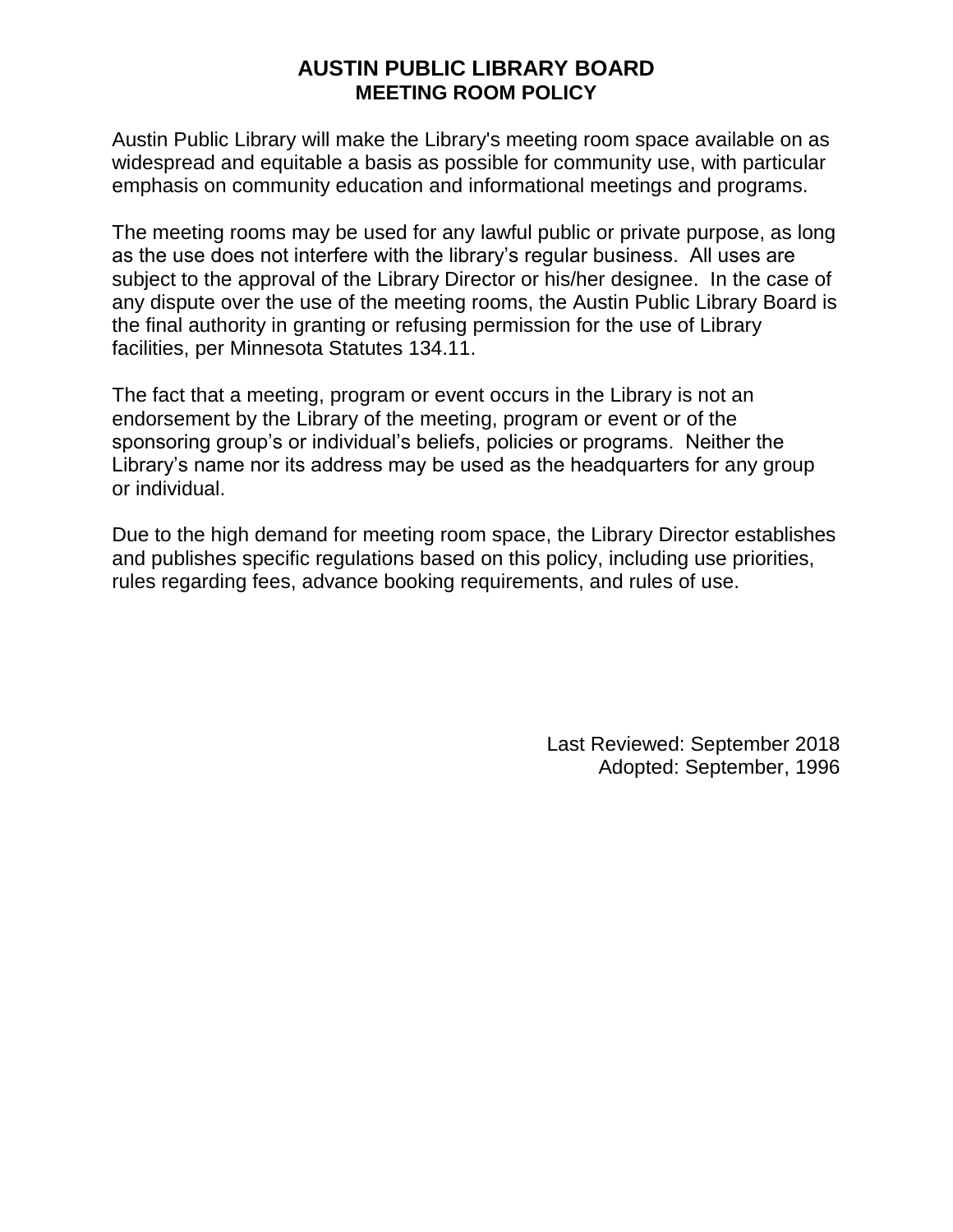# AUSTIN PUBLIC LIBRARY BOARD
## MEETING ROOM POLICY

Austin Public Library will make the Library's meeting room space available on as widespread and equitable a basis as possible for community use, with particular emphasis on community education and informational meetings and programs.

The meeting rooms may be used for any lawful public or private purpose, as long as the use does not interfere with the library's regular business. All uses are subject to the approval of the Library Director or his/her designee. In the case of any dispute over the use of the meeting rooms, the Austin Public Library Board is the final authority in granting or refusing permission for the use of Library facilities, per Minnesota Statutes 134.11.

The fact that a meeting, program or event occurs in the Library is not an endorsement by the Library of the meeting, program or event or of the sponsoring group's or individual's beliefs, policies or programs. Neither the Library's name nor its address may be used as the headquarters for any group or individual.

Due to the high demand for meeting room space, the Library Director establishes and publishes specific regulations based on this policy, including use priorities, rules regarding fees, advance booking requirements, and rules of use.

Last Reviewed: September 2018
Adopted: September, 1996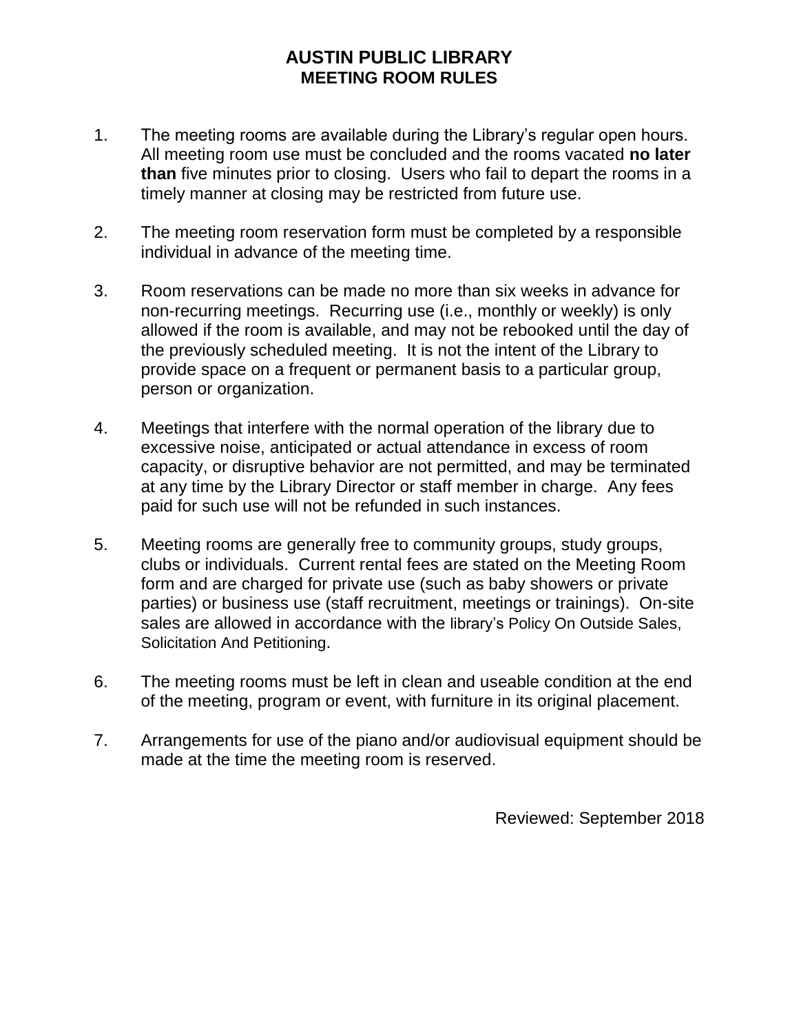# AUSTIN PUBLIC LIBRARY
## MEETING ROOM RULES

1. The meeting rooms are available during the Library's regular open hours. All meeting room use must be concluded and the rooms vacated **no later than** five minutes prior to closing. Users who fail to depart the rooms in a timely manner at closing may be restricted from future use.

2. The meeting room reservation form must be completed by a responsible individual in advance of the meeting time.

3. Room reservations can be made no more than six weeks in advance for non-recurring meetings. Recurring use (i.e., monthly or weekly) is only allowed if the room is available, and may not be rebooked until the day of the previously scheduled meeting. It is not the intent of the Library to provide space on a frequent or permanent basis to a particular group, person or organization.

4. Meetings that interfere with the normal operation of the library due to excessive noise, anticipated or actual attendance in excess of room capacity, or disruptive behavior are not permitted, and may be terminated at any time by the Library Director or staff member in charge. Any fees paid for such use will not be refunded in such instances.

5. Meeting rooms are generally free to community groups, study groups, clubs or individuals. Current rental fees are stated on the Meeting Room form and are charged for private use (such as baby showers or private parties) or business use (staff recruitment, meetings or trainings). On-site sales are allowed in accordance with the library's Policy On Outside Sales, Solicitation And Petitioning.

6. The meeting rooms must be left in clean and useable condition at the end of the meeting, program or event, with furniture in its original placement.

7. Arrangements for use of the piano and/or audiovisual equipment should be made at the time the meeting room is reserved.

Reviewed: September 2018